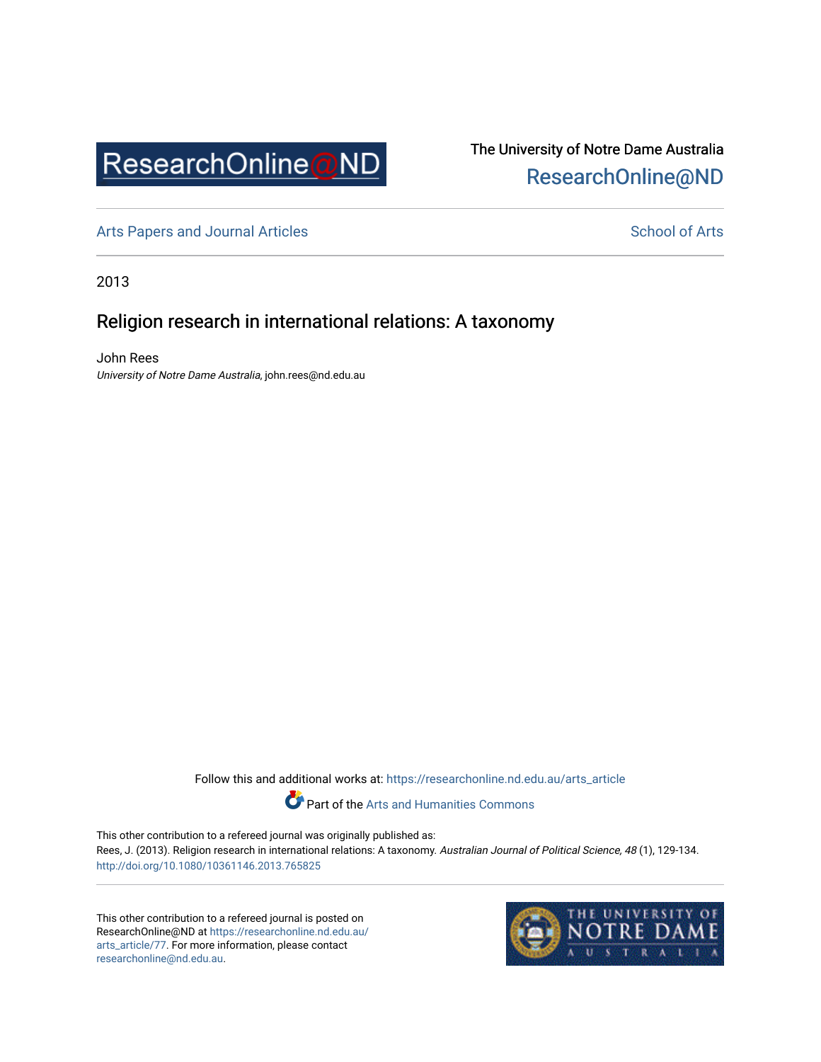The University of Notre Dame Australia
ResearchOnline@ND

Arts Papers and Journal Articles

School of Arts

2013

# Religion research in international relations: A taxonomy

John Rees
*University of Notre Dame Australia*, john.rees@nd.edu.au

Follow this and additional works at: https://researchonline.nd.edu.au/arts_article

Part of the Arts and Humanities Commons

This other contribution to a refereed journal was originally published as:
Rees, J. (2013). Religion research in international relations: A taxonomy. *Australian Journal of Political Science, 48* (1), 129-134.
http://doi.org/10.1080/10361146.2013.765825

This other contribution to a refereed journal is posted on ResearchOnline@ND at https://researchonline.nd.edu.au/arts_article/77. For more information, please contact researchonline@nd.edu.au.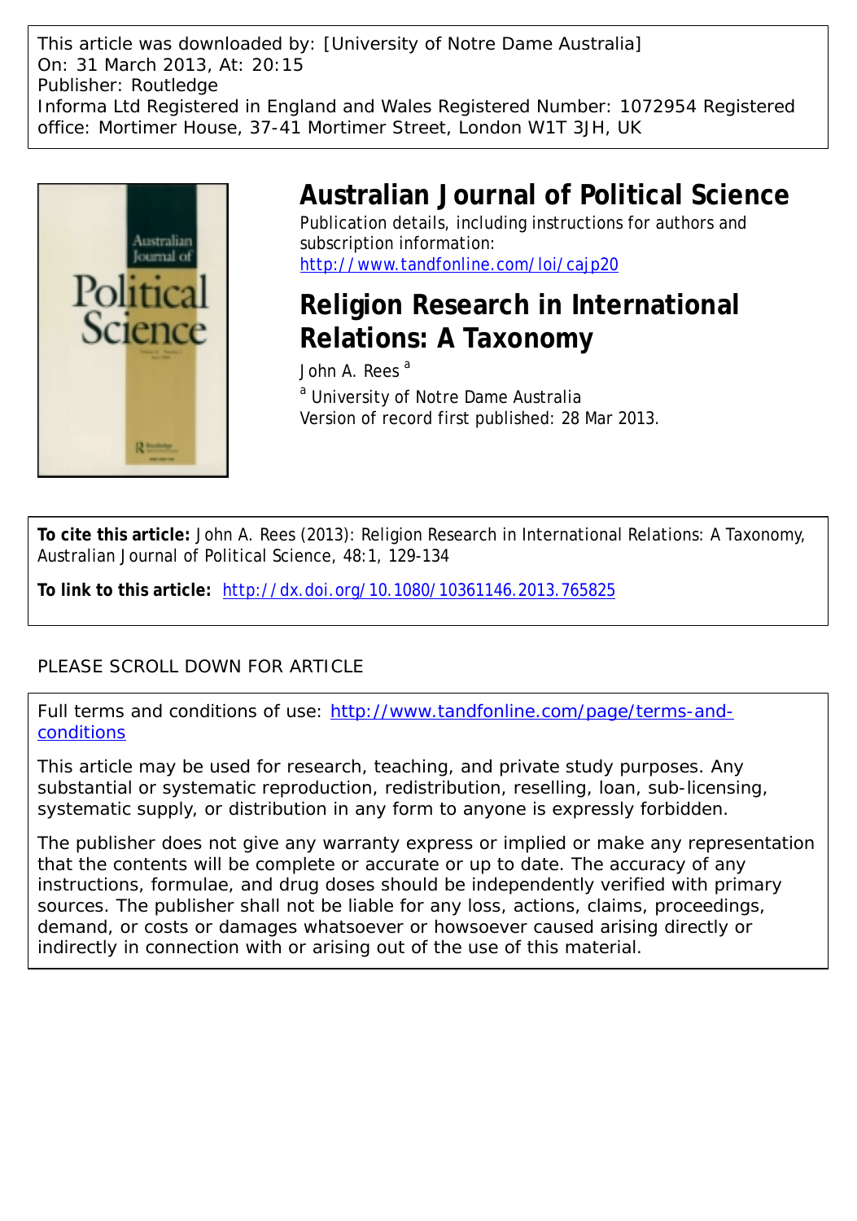This article was downloaded by: [University of Notre Dame Australia]
On: 31 March 2013, At: 20:15
Publisher: Routledge
Informa Ltd Registered in England and Wales Registered Number: 1072954 Registered office: Mortimer House, 37-41 Mortimer Street, London W1T 3JH, UK

# Australian Journal of Political Science

Publication details, including instructions for authors and subscription information:
http://www.tandfonline.com/loi/cajp20

# Religion Research in International Relations: A Taxonomy

John A. Rees [a]

[a] University of Notre Dame Australia
Version of record first published: 28 Mar 2013.

**To cite this article:** John A. Rees (2013): Religion Research in International Relations: A Taxonomy, Australian Journal of Political Science, 48:1, 129-134

**To link to this article:** http://dx.doi.org/10.1080/10361146.2013.765825

PLEASE SCROLL DOWN FOR ARTICLE

Full terms and conditions of use: http://www.tandfonline.com/page/terms-and-conditions

This article may be used for research, teaching, and private study purposes. Any substantial or systematic reproduction, redistribution, reselling, loan, sub-licensing, systematic supply, or distribution in any form to anyone is expressly forbidden.

The publisher does not give any warranty express or implied or make any representation that the contents will be complete or accurate or up to date. The accuracy of any instructions, formulae, and drug doses should be independently verified with primary sources. The publisher shall not be liable for any loss, actions, claims, proceedings, demand, or costs or damages whatsoever or howsoever caused arising directly or indirectly in connection with or arising out of the use of this material.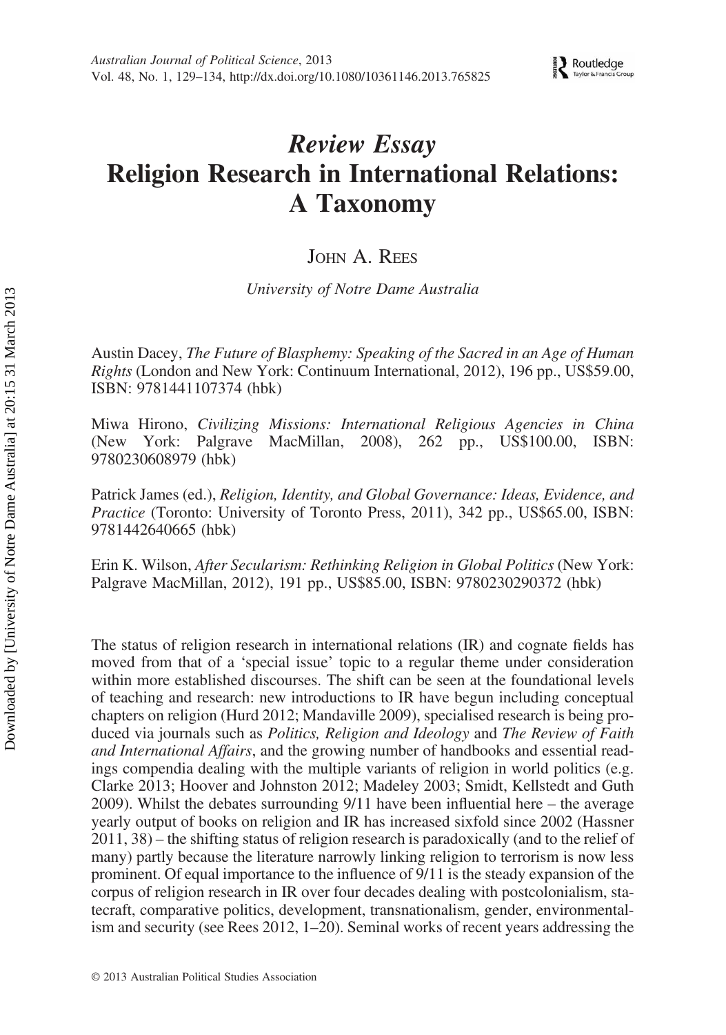# *Review Essay*
# Religion Research in International Relations: A Taxonomy

JOHN A. REES

*University of Notre Dame Australia*

Austin Dacey, *The Future of Blasphemy: Speaking of the Sacred in an Age of Human Rights* (London and New York: Continuum International, 2012), 196 pp., US$59.00, ISBN: 9781441107374 (hbk)

Miwa Hirono, *Civilizing Missions: International Religious Agencies in China* (New York: Palgrave MacMillan, 2008), 262 pp., US$100.00, ISBN: 9780230608979 (hbk)

Patrick James (ed.), *Religion, Identity, and Global Governance: Ideas, Evidence, and Practice* (Toronto: University of Toronto Press, 2011), 342 pp., US$65.00, ISBN: 9781442640665 (hbk)

Erin K. Wilson, *After Secularism: Rethinking Religion in Global Politics* (New York: Palgrave MacMillan, 2012), 191 pp., US$85.00, ISBN: 9780230290372 (hbk)

The status of religion research in international relations (IR) and cognate fields has moved from that of a 'special issue' topic to a regular theme under consideration within more established discourses. The shift can be seen at the foundational levels of teaching and research: new introductions to IR have begun including conceptual chapters on religion (Hurd 2012; Mandaville 2009), specialised research is being produced via journals such as *Politics, Religion and Ideology* and *The Review of Faith and International Affairs*, and the growing number of handbooks and essential readings compendia dealing with the multiple variants of religion in world politics (e.g. Clarke 2013; Hoover and Johnston 2012; Madeley 2003; Smidt, Kellstedt and Guth 2009). Whilst the debates surrounding 9/11 have been influential here – the average yearly output of books on religion and IR has increased sixfold since 2002 (Hassner 2011, 38) – the shifting status of religion research is paradoxically (and to the relief of many) partly because the literature narrowly linking religion to terrorism is now less prominent. Of equal importance to the influence of 9/11 is the steady expansion of the corpus of religion research in IR over four decades dealing with postcolonialism, statecraft, comparative politics, development, transnationalism, gender, environmentalism and security (see Rees 2012, 1–20). Seminal works of recent years addressing the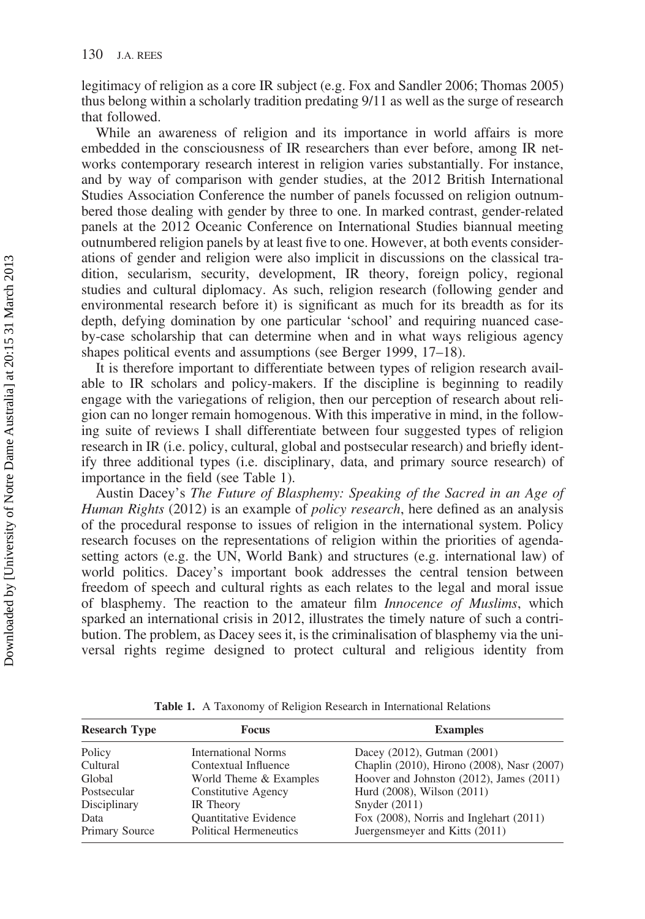legitimacy of religion as a core IR subject (e.g. Fox and Sandler 2006; Thomas 2005) thus belong within a scholarly tradition predating 9/11 as well as the surge of research that followed.

While an awareness of religion and its importance in world affairs is more embedded in the consciousness of IR researchers than ever before, among IR networks contemporary research interest in religion varies substantially. For instance, and by way of comparison with gender studies, at the 2012 British International Studies Association Conference the number of panels focussed on religion outnumbered those dealing with gender by three to one. In marked contrast, gender-related panels at the 2012 Oceanic Conference on International Studies biannual meeting outnumbered religion panels by at least five to one. However, at both events considerations of gender and religion were also implicit in discussions on the classical tradition, secularism, security, development, IR theory, foreign policy, regional studies and cultural diplomacy. As such, religion research (following gender and environmental research before it) is significant as much for its breadth as for its depth, defying domination by one particular 'school' and requiring nuanced case-by-case scholarship that can determine when and in what ways religious agency shapes political events and assumptions (see Berger 1999, 17–18).

It is therefore important to differentiate between types of religion research available to IR scholars and policy-makers. If the discipline is beginning to readily engage with the variegations of religion, then our perception of research about religion can no longer remain homogenous. With this imperative in mind, in the following suite of reviews I shall differentiate between four suggested types of religion research in IR (i.e. policy, cultural, global and postsecular research) and briefly identify three additional types (i.e. disciplinary, data, and primary source research) of importance in the field (see Table 1).

Austin Dacey's *The Future of Blasphemy: Speaking of the Sacred in an Age of Human Rights* (2012) is an example of *policy research*, here defined as an analysis of the procedural response to issues of religion in the international system. Policy research focuses on the representations of religion within the priorities of agenda-setting actors (e.g. the UN, World Bank) and structures (e.g. international law) of world politics. Dacey's important book addresses the central tension between freedom of speech and cultural rights as each relates to the legal and moral issue of blasphemy. The reaction to the amateur film *Innocence of Muslims*, which sparked an international crisis in 2012, illustrates the timely nature of such a contribution. The problem, as Dacey sees it, is the criminalisation of blasphemy via the universal rights regime designed to protect cultural and religious identity from

**Table 1.** A Taxonomy of Religion Research in International Relations

| Research Type | Focus | Examples |
|---|---|---|
| Policy | International Norms | Dacey (2012), Gutman (2001) |
| Cultural | Contextual Influence | Chaplin (2010), Hirono (2008), Nasr (2007) |
| Global | World Theme & Examples | Hoover and Johnston (2012), James (2011) |
| Postsecular | Constitutive Agency | Hurd (2008), Wilson (2011) |
| Disciplinary | IR Theory | Snyder (2011) |
| Data | Quantitative Evidence | Fox (2008), Norris and Inglehart (2011) |
| Primary Source | Political Hermeneutics | Juergensmeyer and Kitts (2011) |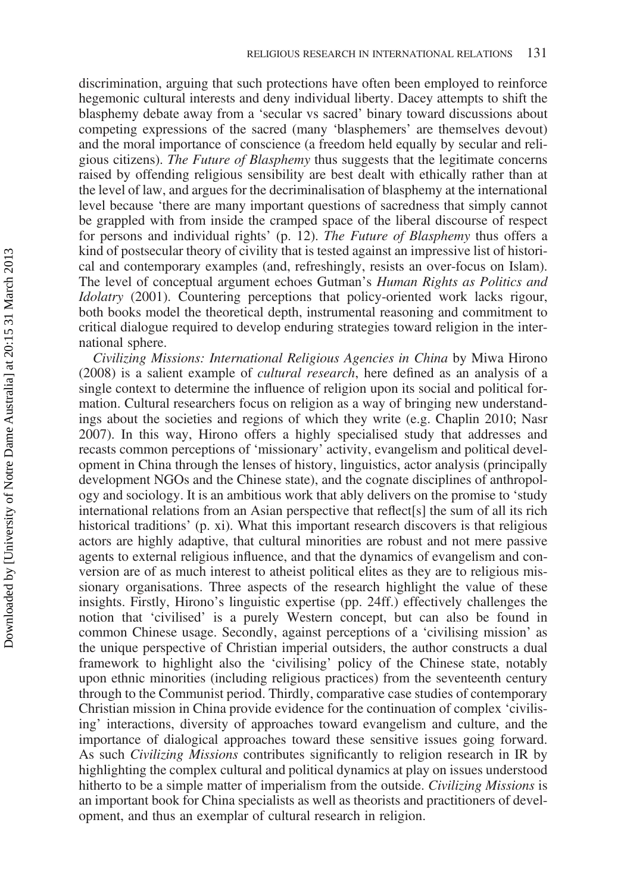discrimination, arguing that such protections have often been employed to reinforce hegemonic cultural interests and deny individual liberty. Dacey attempts to shift the blasphemy debate away from a 'secular vs sacred' binary toward discussions about competing expressions of the sacred (many 'blasphemers' are themselves devout) and the moral importance of conscience (a freedom held equally by secular and religious citizens). *The Future of Blasphemy* thus suggests that the legitimate concerns raised by offending religious sensibility are best dealt with ethically rather than at the level of law, and argues for the decriminalisation of blasphemy at the international level because 'there are many important questions of sacredness that simply cannot be grappled with from inside the cramped space of the liberal discourse of respect for persons and individual rights' (p. 12). *The Future of Blasphemy* thus offers a kind of postsecular theory of civility that is tested against an impressive list of historical and contemporary examples (and, refreshingly, resists an over-focus on Islam). The level of conceptual argument echoes Gutman's *Human Rights as Politics and Idolatry* (2001). Countering perceptions that policy-oriented work lacks rigour, both books model the theoretical depth, instrumental reasoning and commitment to critical dialogue required to develop enduring strategies toward religion in the international sphere.

*Civilizing Missions: International Religious Agencies in China* by Miwa Hirono (2008) is a salient example of *cultural research*, here defined as an analysis of a single context to determine the influence of religion upon its social and political formation. Cultural researchers focus on religion as a way of bringing new understandings about the societies and regions of which they write (e.g. Chaplin 2010; Nasr 2007). In this way, Hirono offers a highly specialised study that addresses and recasts common perceptions of 'missionary' activity, evangelism and political development in China through the lenses of history, linguistics, actor analysis (principally development NGOs and the Chinese state), and the cognate disciplines of anthropology and sociology. It is an ambitious work that ably delivers on the promise to 'study international relations from an Asian perspective that reflect[s] the sum of all its rich historical traditions' (p. xi). What this important research discovers is that religious actors are highly adaptive, that cultural minorities are robust and not mere passive agents to external religious influence, and that the dynamics of evangelism and conversion are of as much interest to atheist political elites as they are to religious missionary organisations. Three aspects of the research highlight the value of these insights. Firstly, Hirono's linguistic expertise (pp. 24ff.) effectively challenges the notion that 'civilised' is a purely Western concept, but can also be found in common Chinese usage. Secondly, against perceptions of a 'civilising mission' as the unique perspective of Christian imperial outsiders, the author constructs a dual framework to highlight also the 'civilising' policy of the Chinese state, notably upon ethnic minorities (including religious practices) from the seventeenth century through to the Communist period. Thirdly, comparative case studies of contemporary Christian mission in China provide evidence for the continuation of complex 'civilising' interactions, diversity of approaches toward evangelism and culture, and the importance of dialogical approaches toward these sensitive issues going forward. As such *Civilizing Missions* contributes significantly to religion research in IR by highlighting the complex cultural and political dynamics at play on issues understood hitherto to be a simple matter of imperialism from the outside. *Civilizing Missions* is an important book for China specialists as well as theorists and practitioners of development, and thus an exemplar of cultural research in religion.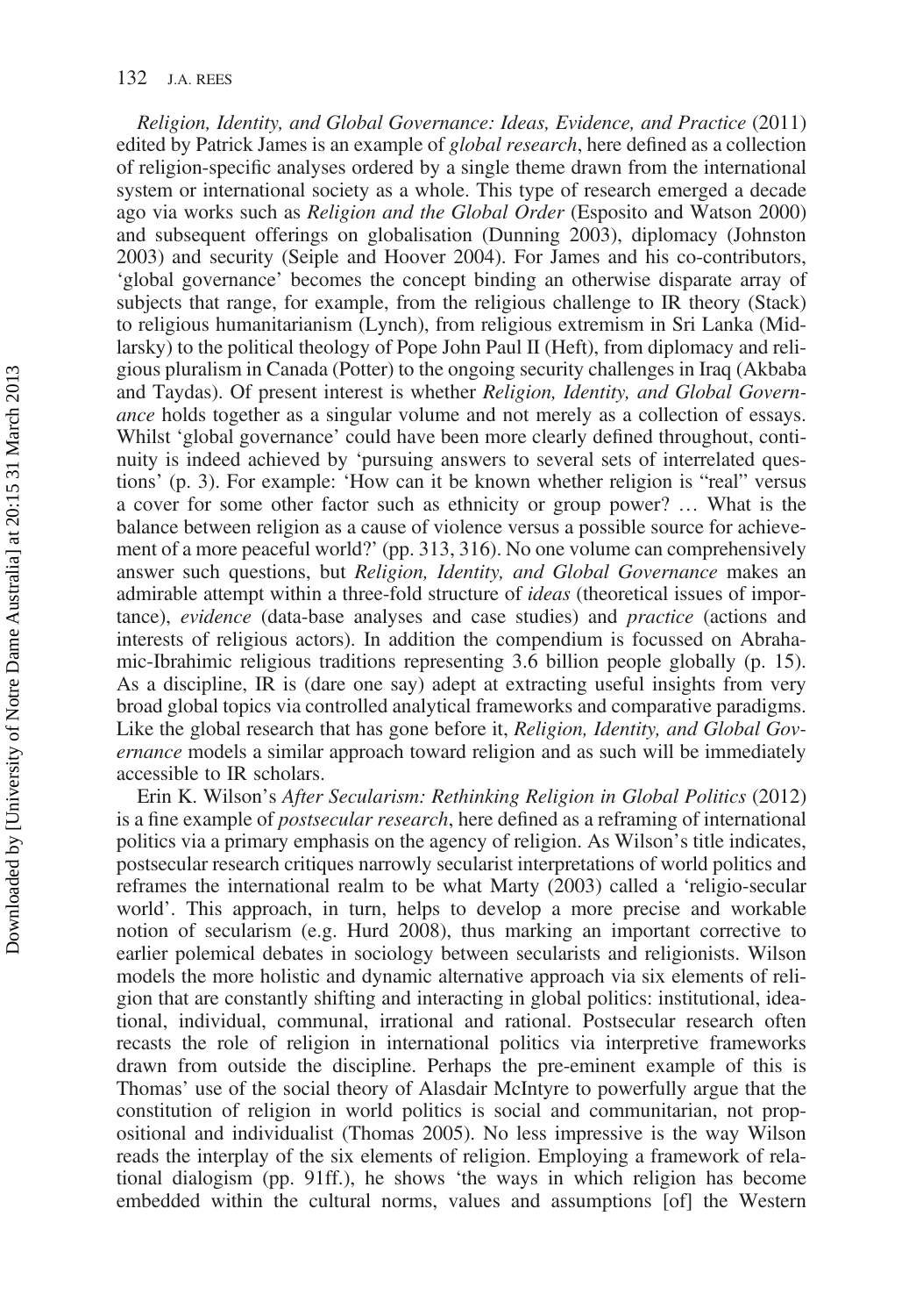*Religion, Identity, and Global Governance: Ideas, Evidence, and Practice* (2011) edited by Patrick James is an example of *global research*, here defined as a collection of religion-specific analyses ordered by a single theme drawn from the international system or international society as a whole. This type of research emerged a decade ago via works such as *Religion and the Global Order* (Esposito and Watson 2000) and subsequent offerings on globalisation (Dunning 2003), diplomacy (Johnston 2003) and security (Seiple and Hoover 2004). For James and his co-contributors, 'global governance' becomes the concept binding an otherwise disparate array of subjects that range, for example, from the religious challenge to IR theory (Stack) to religious humanitarianism (Lynch), from religious extremism in Sri Lanka (Midlarsky) to the political theology of Pope John Paul II (Heft), from diplomacy and religious pluralism in Canada (Potter) to the ongoing security challenges in Iraq (Akbaba and Taydas). Of present interest is whether *Religion, Identity, and Global Governance* holds together as a singular volume and not merely as a collection of essays. Whilst 'global governance' could have been more clearly defined throughout, continuity is indeed achieved by 'pursuing answers to several sets of interrelated questions' (p. 3). For example: 'How can it be known whether religion is "real" versus a cover for some other factor such as ethnicity or group power? … What is the balance between religion as a cause of violence versus a possible source for achievement of a more peaceful world?' (pp. 313, 316). No one volume can comprehensively answer such questions, but *Religion, Identity, and Global Governance* makes an admirable attempt within a three-fold structure of *ideas* (theoretical issues of importance), *evidence* (data-base analyses and case studies) and *practice* (actions and interests of religious actors). In addition the compendium is focussed on Abrahamic-Ibrahimic religious traditions representing 3.6 billion people globally (p. 15). As a discipline, IR is (dare one say) adept at extracting useful insights from very broad global topics via controlled analytical frameworks and comparative paradigms. Like the global research that has gone before it, *Religion, Identity, and Global Governance* models a similar approach toward religion and as such will be immediately accessible to IR scholars.

Erin K. Wilson's *After Secularism: Rethinking Religion in Global Politics* (2012) is a fine example of *postsecular research*, here defined as a reframing of international politics via a primary emphasis on the agency of religion. As Wilson's title indicates, postsecular research critiques narrowly secularist interpretations of world politics and reframes the international realm to be what Marty (2003) called a 'religio-secular world'. This approach, in turn, helps to develop a more precise and workable notion of secularism (e.g. Hurd 2008), thus marking an important corrective to earlier polemical debates in sociology between secularists and religionists. Wilson models the more holistic and dynamic alternative approach via six elements of religion that are constantly shifting and interacting in global politics: institutional, ideational, individual, communal, irrational and rational. Postsecular research often recasts the role of religion in international politics via interpretive frameworks drawn from outside the discipline. Perhaps the pre-eminent example of this is Thomas' use of the social theory of Alasdair McIntyre to powerfully argue that the constitution of religion in world politics is social and communitarian, not propositional and individualist (Thomas 2005). No less impressive is the way Wilson reads the interplay of the six elements of religion. Employing a framework of relational dialogism (pp. 91ff.), he shows 'the ways in which religion has become embedded within the cultural norms, values and assumptions [of] the Western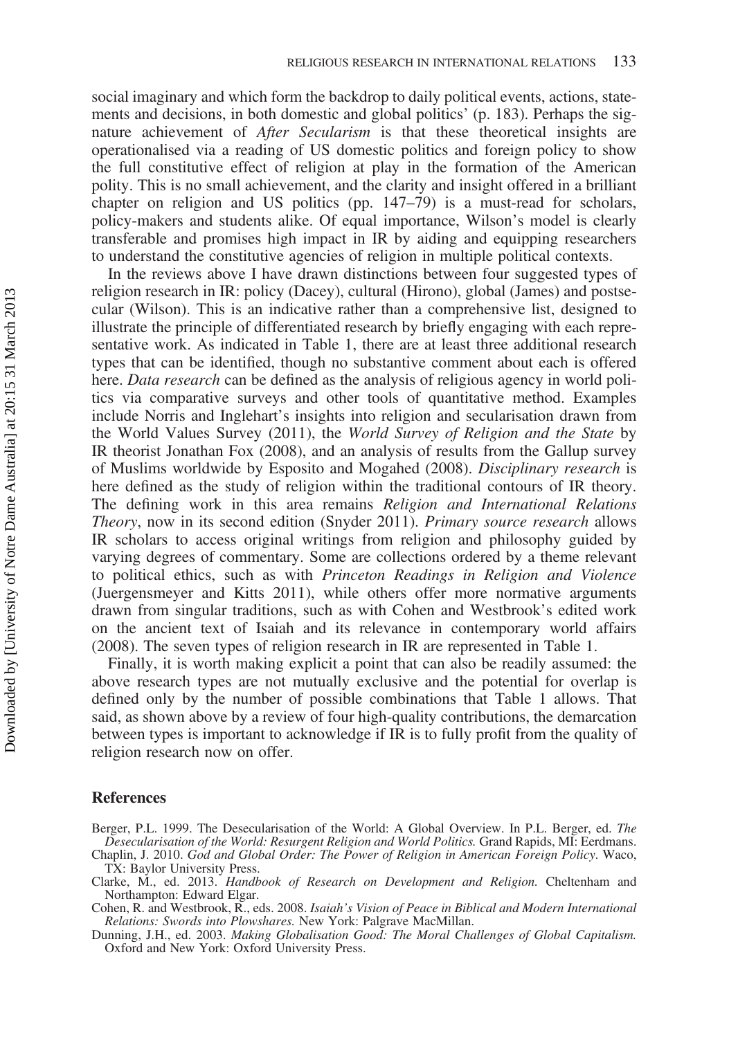social imaginary and which form the backdrop to daily political events, actions, statements and decisions, in both domestic and global politics' (p. 183). Perhaps the signature achievement of *After Secularism* is that these theoretical insights are operationalised via a reading of US domestic politics and foreign policy to show the full constitutive effect of religion at play in the formation of the American polity. This is no small achievement, and the clarity and insight offered in a brilliant chapter on religion and US politics (pp. 147–79) is a must-read for scholars, policy-makers and students alike. Of equal importance, Wilson's model is clearly transferable and promises high impact in IR by aiding and equipping researchers to understand the constitutive agencies of religion in multiple political contexts.

In the reviews above I have drawn distinctions between four suggested types of religion research in IR: policy (Dacey), cultural (Hirono), global (James) and postsecular (Wilson). This is an indicative rather than a comprehensive list, designed to illustrate the principle of differentiated research by briefly engaging with each representative work. As indicated in Table 1, there are at least three additional research types that can be identified, though no substantive comment about each is offered here. *Data research* can be defined as the analysis of religious agency in world politics via comparative surveys and other tools of quantitative method. Examples include Norris and Inglehart's insights into religion and secularisation drawn from the World Values Survey (2011), the *World Survey of Religion and the State* by IR theorist Jonathan Fox (2008), and an analysis of results from the Gallup survey of Muslims worldwide by Esposito and Mogahed (2008). *Disciplinary research* is here defined as the study of religion within the traditional contours of IR theory. The defining work in this area remains *Religion and International Relations Theory*, now in its second edition (Snyder 2011). *Primary source research* allows IR scholars to access original writings from religion and philosophy guided by varying degrees of commentary. Some are collections ordered by a theme relevant to political ethics, such as with *Princeton Readings in Religion and Violence* (Juergensmeyer and Kitts 2011), while others offer more normative arguments drawn from singular traditions, such as with Cohen and Westbrook's edited work on the ancient text of Isaiah and its relevance in contemporary world affairs (2008). The seven types of religion research in IR are represented in Table 1.

Finally, it is worth making explicit a point that can also be readily assumed: the above research types are not mutually exclusive and the potential for overlap is defined only by the number of possible combinations that Table 1 allows. That said, as shown above by a review of four high-quality contributions, the demarcation between types is important to acknowledge if IR is to fully profit from the quality of religion research now on offer.

## References

Berger, P.L. 1999. The Desecularisation of the World: A Global Overview. In P.L. Berger, ed. *The Desecularisation of the World: Resurgent Religion and World Politics.* Grand Rapids, MI: Eerdmans.

Chaplin, J. 2010. *God and Global Order: The Power of Religion in American Foreign Policy.* Waco, TX: Baylor University Press.

Clarke, M., ed. 2013. *Handbook of Research on Development and Religion.* Cheltenham and Northampton: Edward Elgar.

Cohen, R. and Westbrook, R., eds. 2008. *Isaiah's Vision of Peace in Biblical and Modern International Relations: Swords into Plowshares.* New York: Palgrave MacMillan.

Dunning, J.H., ed. 2003. *Making Globalisation Good: The Moral Challenges of Global Capitalism.* Oxford and New York: Oxford University Press.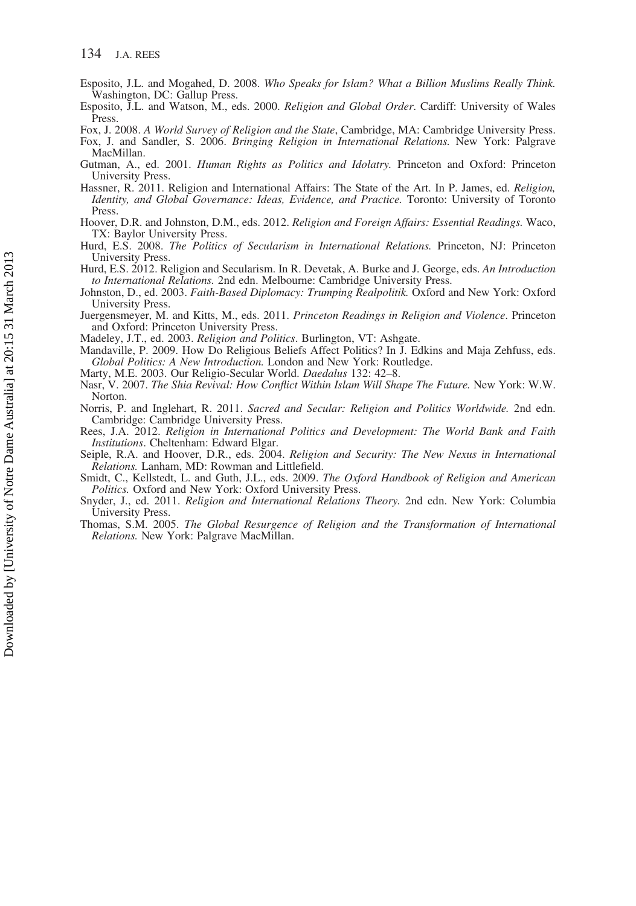Esposito, J.L. and Mogahed, D. 2008. *Who Speaks for Islam? What a Billion Muslims Really Think.* Washington, DC: Gallup Press.

Esposito, J.L. and Watson, M., eds. 2000. *Religion and Global Order*. Cardiff: University of Wales Press.

Fox, J. 2008. *A World Survey of Religion and the State*, Cambridge, MA: Cambridge University Press.

Fox, J. and Sandler, S. 2006. *Bringing Religion in International Relations.* New York: Palgrave MacMillan.

Gutman, A., ed. 2001. *Human Rights as Politics and Idolatry.* Princeton and Oxford: Princeton University Press.

Hassner, R. 2011. Religion and International Affairs: The State of the Art. In P. James, ed. *Religion, Identity, and Global Governance: Ideas, Evidence, and Practice.* Toronto: University of Toronto Press.

Hoover, D.R. and Johnston, D.M., eds. 2012. *Religion and Foreign Affairs: Essential Readings.* Waco, TX: Baylor University Press.

Hurd, E.S. 2008. *The Politics of Secularism in International Relations.* Princeton, NJ: Princeton University Press.

Hurd, E.S. 2012. Religion and Secularism. In R. Devetak, A. Burke and J. George, eds. *An Introduction to International Relations.* 2nd edn. Melbourne: Cambridge University Press.

Johnston, D., ed. 2003. *Faith-Based Diplomacy: Trumping Realpolitik.* Oxford and New York: Oxford University Press.

Juergensmeyer, M. and Kitts, M., eds. 2011. *Princeton Readings in Religion and Violence*. Princeton and Oxford: Princeton University Press.

Madeley, J.T., ed. 2003. *Religion and Politics*. Burlington, VT: Ashgate.

Mandaville, P. 2009. How Do Religious Beliefs Affect Politics? In J. Edkins and Maja Zehfuss, eds. *Global Politics: A New Introduction.* London and New York: Routledge.

Marty, M.E. 2003. Our Religio-Secular World. *Daedalus* 132: 42–8.

Nasr, V. 2007. *The Shia Revival: How Conflict Within Islam Will Shape The Future.* New York: W.W. Norton.

Norris, P. and Inglehart, R. 2011. *Sacred and Secular: Religion and Politics Worldwide.* 2nd edn. Cambridge: Cambridge University Press.

Rees, J.A. 2012. *Religion in International Politics and Development: The World Bank and Faith Institutions*. Cheltenham: Edward Elgar.

Seiple, R.A. and Hoover, D.R., eds. 2004. *Religion and Security: The New Nexus in International Relations.* Lanham, MD: Rowman and Littlefield.

Smidt, C., Kellstedt, L. and Guth, J.L., eds. 2009. *The Oxford Handbook of Religion and American Politics.* Oxford and New York: Oxford University Press.

Snyder, J., ed. 2011. *Religion and International Relations Theory.* 2nd edn. New York: Columbia University Press.

Thomas, S.M. 2005. *The Global Resurgence of Religion and the Transformation of International Relations.* New York: Palgrave MacMillan.